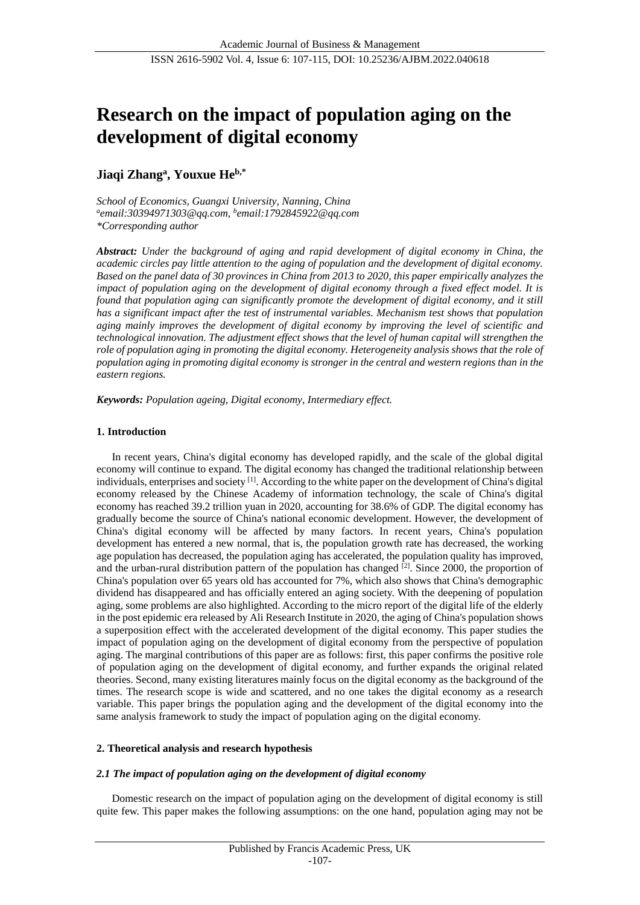# Research on the impact of population aging on the development of digital economy

**Jiaqi Zhang[a], Youxue He[b,*]**

*School of Economics, Guangxi University, Nanning, China*
*[a]email:30394971303@qq.com, [b]email:1792845922@qq.com*
*\*Corresponding author*

***Abstract:*** *Under the background of aging and rapid development of digital economy in China, the academic circles pay little attention to the aging of population and the development of digital economy. Based on the panel data of 30 provinces in China from 2013 to 2020, this paper empirically analyzes the impact of population aging on the development of digital economy through a fixed effect model. It is found that population aging can significantly promote the development of digital economy, and it still has a significant impact after the test of instrumental variables. Mechanism test shows that population aging mainly improves the development of digital economy by improving the level of scientific and technological innovation. The adjustment effect shows that the level of human capital will strengthen the role of population aging in promoting the digital economy. Heterogeneity analysis shows that the role of population aging in promoting digital economy is stronger in the central and western regions than in the eastern regions.*

***Keywords:*** *Population ageing, Digital economy, Intermediary effect.*

## 1. Introduction

In recent years, China's digital economy has developed rapidly, and the scale of the global digital economy will continue to expand. The digital economy has changed the traditional relationship between individuals, enterprises and society [1]. According to the white paper on the development of China's digital economy released by the Chinese Academy of information technology, the scale of China's digital economy has reached 39.2 trillion yuan in 2020, accounting for 38.6% of GDP. The digital economy has gradually become the source of China's national economic development. However, the development of China's digital economy will be affected by many factors. In recent years, China's population development has entered a new normal, that is, the population growth rate has decreased, the working age population has decreased, the population aging has accelerated, the population quality has improved, and the urban-rural distribution pattern of the population has changed [2]. Since 2000, the proportion of China's population over 65 years old has accounted for 7%, which also shows that China's demographic dividend has disappeared and has officially entered an aging society. With the deepening of population aging, some problems are also highlighted. According to the micro report of the digital life of the elderly in the post epidemic era released by Ali Research Institute in 2020, the aging of China's population shows a superposition effect with the accelerated development of the digital economy. This paper studies the impact of population aging on the development of digital economy from the perspective of population aging. The marginal contributions of this paper are as follows: first, this paper confirms the positive role of population aging on the development of digital economy, and further expands the original related theories. Second, many existing literatures mainly focus on the digital economy as the background of the times. The research scope is wide and scattered, and no one takes the digital economy as a research variable. This paper brings the population aging and the development of the digital economy into the same analysis framework to study the impact of population aging on the digital economy.

## 2. Theoretical analysis and research hypothesis

### *2.1 The impact of population aging on the development of digital economy*

Domestic research on the impact of population aging on the development of digital economy is still quite few. This paper makes the following assumptions: on the one hand, population aging may not be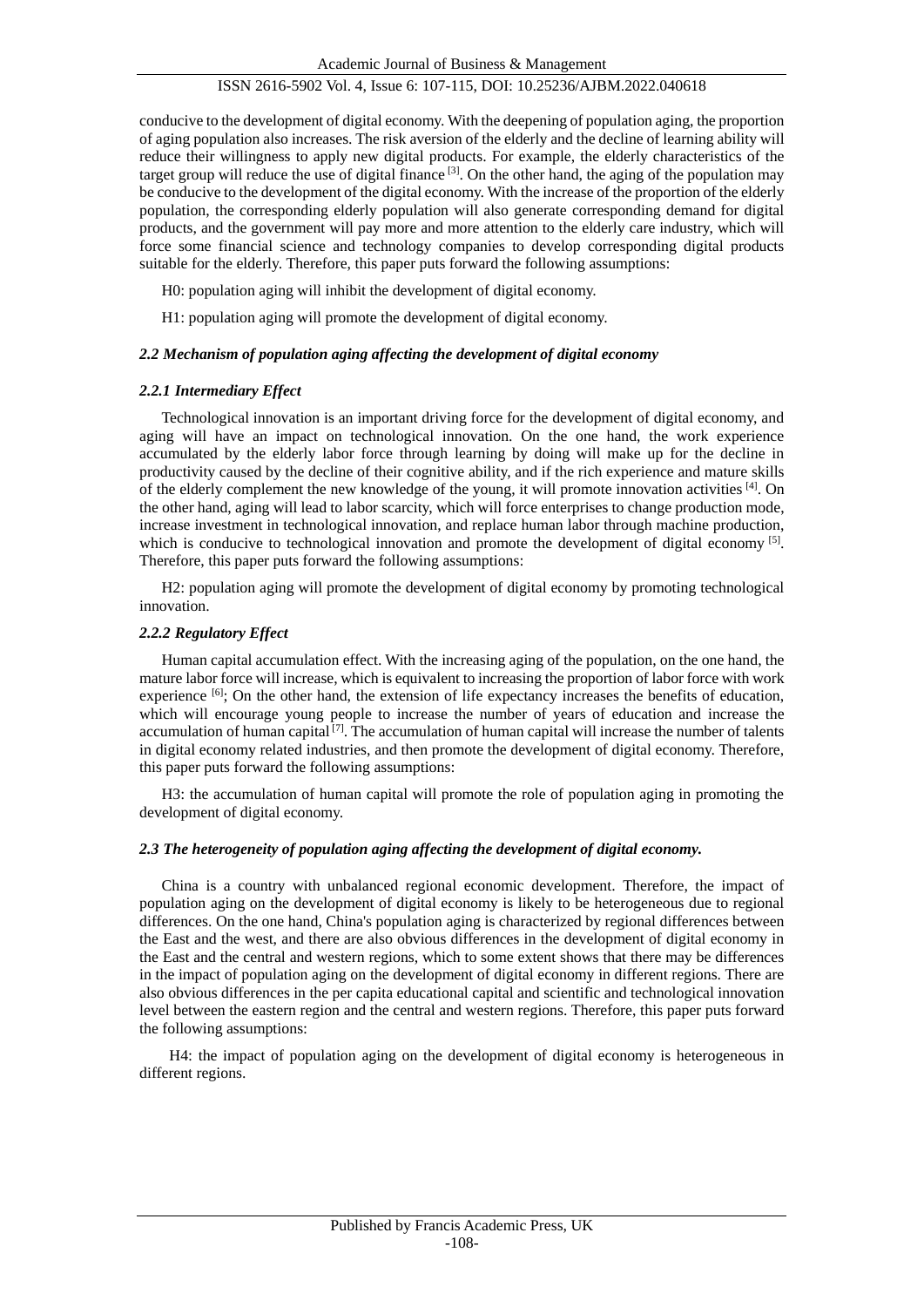conducive to the development of digital economy. With the deepening of population aging, the proportion of aging population also increases. The risk aversion of the elderly and the decline of learning ability will reduce their willingness to apply new digital products. For example, the elderly characteristics of the target group will reduce the use of digital finance [3]. On the other hand, the aging of the population may be conducive to the development of the digital economy. With the increase of the proportion of the elderly population, the corresponding elderly population will also generate corresponding demand for digital products, and the government will pay more and more attention to the elderly care industry, which will force some financial science and technology companies to develop corresponding digital products suitable for the elderly. Therefore, this paper puts forward the following assumptions:

H0: population aging will inhibit the development of digital economy.

H1: population aging will promote the development of digital economy.

### *2.2 Mechanism of population aging affecting the development of digital economy*

#### *2.2.1 Intermediary Effect*

Technological innovation is an important driving force for the development of digital economy, and aging will have an impact on technological innovation. On the one hand, the work experience accumulated by the elderly labor force through learning by doing will make up for the decline in productivity caused by the decline of their cognitive ability, and if the rich experience and mature skills of the elderly complement the new knowledge of the young, it will promote innovation activities [4]. On the other hand, aging will lead to labor scarcity, which will force enterprises to change production mode, increase investment in technological innovation, and replace human labor through machine production, which is conducive to technological innovation and promote the development of digital economy [5]. Therefore, this paper puts forward the following assumptions:

H2: population aging will promote the development of digital economy by promoting technological innovation.

#### *2.2.2 Regulatory Effect*

Human capital accumulation effect. With the increasing aging of the population, on the one hand, the mature labor force will increase, which is equivalent to increasing the proportion of labor force with work experience [6]; On the other hand, the extension of life expectancy increases the benefits of education, which will encourage young people to increase the number of years of education and increase the accumulation of human capital [7]. The accumulation of human capital will increase the number of talents in digital economy related industries, and then promote the development of digital economy. Therefore, this paper puts forward the following assumptions:

H3: the accumulation of human capital will promote the role of population aging in promoting the development of digital economy.

### *2.3 The heterogeneity of population aging affecting the development of digital economy.*

China is a country with unbalanced regional economic development. Therefore, the impact of population aging on the development of digital economy is likely to be heterogeneous due to regional differences. On the one hand, China's population aging is characterized by regional differences between the East and the west, and there are also obvious differences in the development of digital economy in the East and the central and western regions, which to some extent shows that there may be differences in the impact of population aging on the development of digital economy in different regions. There are also obvious differences in the per capita educational capital and scientific and technological innovation level between the eastern region and the central and western regions. Therefore, this paper puts forward the following assumptions:

H4: the impact of population aging on the development of digital economy is heterogeneous in different regions.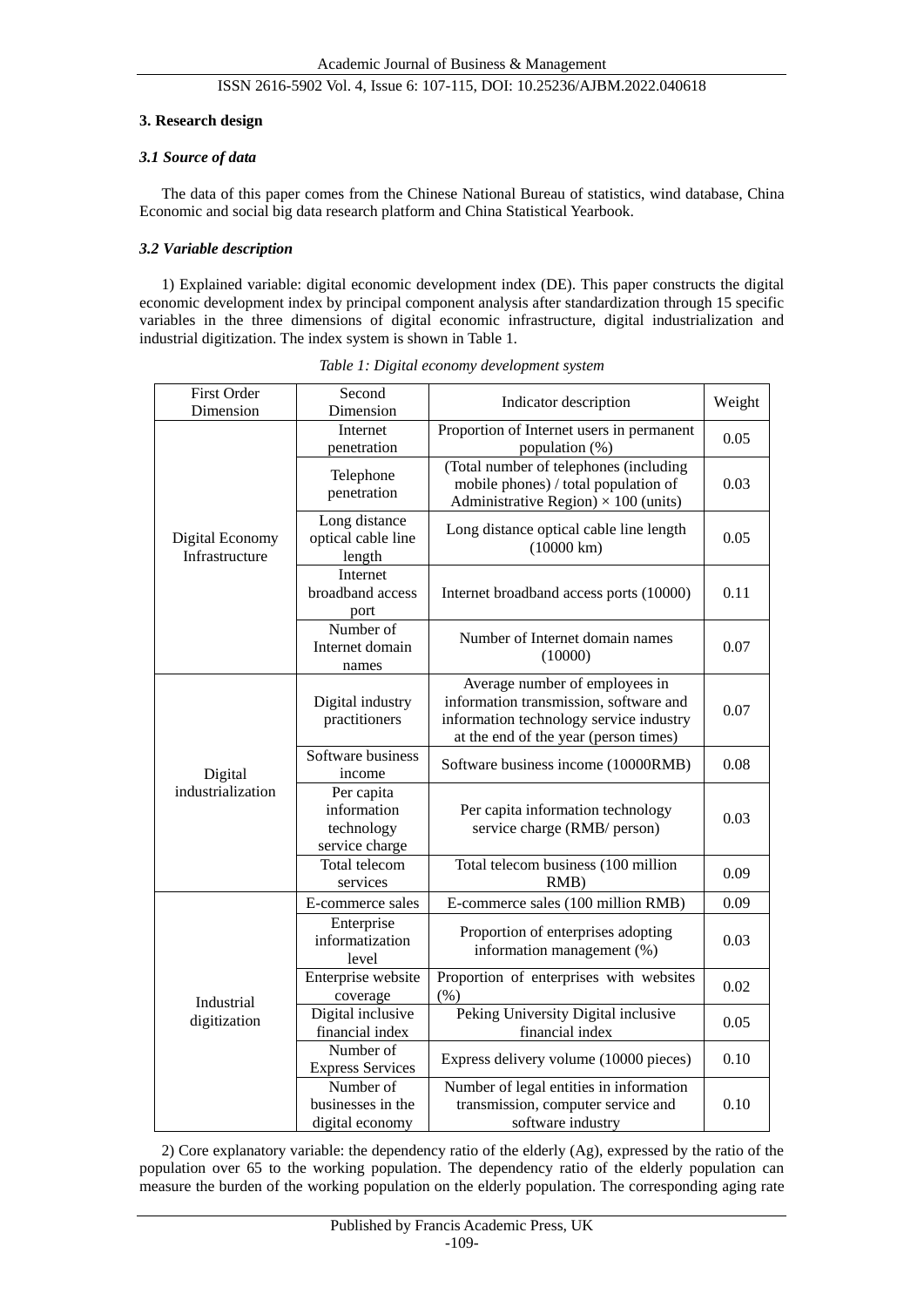## 3. Research design

### *3.1 Source of data*

The data of this paper comes from the Chinese National Bureau of statistics, wind database, China Economic and social big data research platform and China Statistical Yearbook.

### *3.2 Variable description*

1) Explained variable: digital economic development index (DE). This paper constructs the digital economic development index by principal component analysis after standardization through 15 specific variables in the three dimensions of digital economic infrastructure, digital industrialization and industrial digitization. The index system is shown in Table 1.

*Table 1: Digital economy development system*

| First Order Dimension | Second Dimension | Indicator description | Weight |
|---|---|---|---|
| Digital Economy Infrastructure | Internet penetration | Proportion of Internet users in permanent population (%) | 0.05 |
| | Telephone penetration | (Total number of telephones (including mobile phones) / total population of Administrative Region) × 100 (units) | 0.03 |
| | Long distance optical cable line length | Long distance optical cable line length (10000 km) | 0.05 |
| | Internet broadband access port | Internet broadband access ports (10000) | 0.11 |
| | Number of Internet domain names | Number of Internet domain names (10000) | 0.07 |
| Digital industrialization | Digital industry practitioners | Average number of employees in information transmission, software and information technology service industry at the end of the year (person times) | 0.07 |
| | Software business income | Software business income (10000RMB) | 0.08 |
| | Per capita information technology service charge | Per capita information technology service charge (RMB/ person) | 0.03 |
| | Total telecom services | Total telecom business (100 million RMB) | 0.09 |
| Industrial digitization | E-commerce sales | E-commerce sales (100 million RMB) | 0.09 |
| | Enterprise informatization level | Proportion of enterprises adopting information management (%) | 0.03 |
| | Enterprise website coverage | Proportion of enterprises with websites (%) | 0.02 |
| | Digital inclusive financial index | Peking University Digital inclusive financial index | 0.05 |
| | Number of Express Services | Express delivery volume (10000 pieces) | 0.10 |
| | Number of businesses in the digital economy | Number of legal entities in information transmission, computer service and software industry | 0.10 |

2) Core explanatory variable: the dependency ratio of the elderly (Ag), expressed by the ratio of the population over 65 to the working population. The dependency ratio of the elderly population can measure the burden of the working population on the elderly population. The corresponding aging rate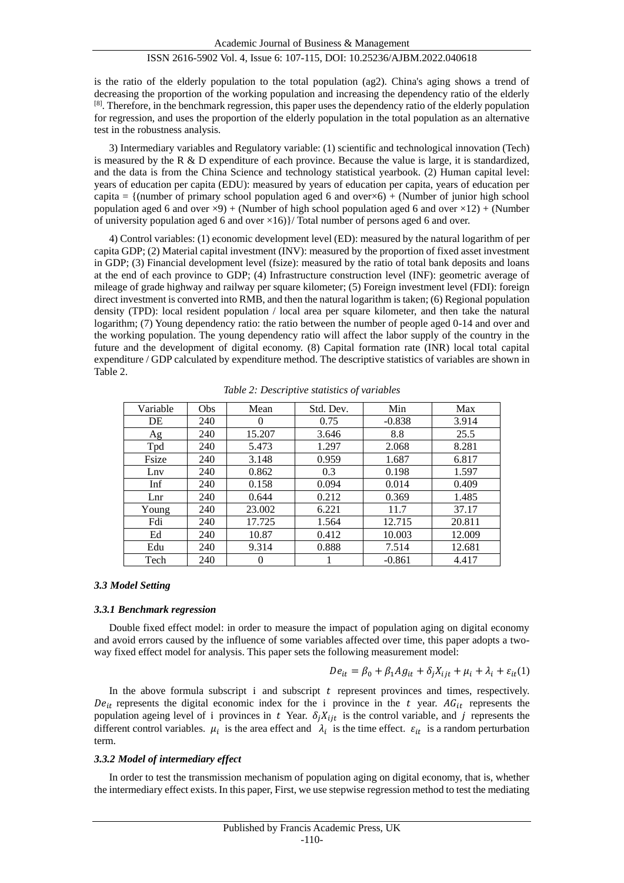is the ratio of the elderly population to the total population (ag2). China's aging shows a trend of decreasing the proportion of the working population and increasing the dependency ratio of the elderly [8]. Therefore, in the benchmark regression, this paper uses the dependency ratio of the elderly population for regression, and uses the proportion of the elderly population in the total population as an alternative test in the robustness analysis.

3) Intermediary variables and Regulatory variable: (1) scientific and technological innovation (Tech) is measured by the R & D expenditure of each province. Because the value is large, it is standardized, and the data is from the China Science and technology statistical yearbook. (2) Human capital level: years of education per capita (EDU): measured by years of education per capita, years of education per capita = {(number of primary school population aged 6 and over×6) + (Number of junior high school population aged 6 and over ×9) + (Number of high school population aged 6 and over ×12) + (Number of university population aged 6 and over ×16)}/ Total number of persons aged 6 and over.

4) Control variables: (1) economic development level (ED): measured by the natural logarithm of per capita GDP; (2) Material capital investment (INV): measured by the proportion of fixed asset investment in GDP; (3) Financial development level (fsize): measured by the ratio of total bank deposits and loans at the end of each province to GDP; (4) Infrastructure construction level (INF): geometric average of mileage of grade highway and railway per square kilometer; (5) Foreign investment level (FDI): foreign direct investment is converted into RMB, and then the natural logarithm is taken; (6) Regional population density (TPD): local resident population / local area per square kilometer, and then take the natural logarithm; (7) Young dependency ratio: the ratio between the number of people aged 0-14 and over and the working population. The young dependency ratio will affect the labor supply of the country in the future and the development of digital economy. (8) Capital formation rate (INR) local total capital expenditure / GDP calculated by expenditure method. The descriptive statistics of variables are shown in Table 2.

*Table 2: Descriptive statistics of variables*

| Variable | Obs | Mean | Std. Dev. | Min | Max |
|---|---|---|---|---|---|
| DE | 240 | 0 | 0.75 | -0.838 | 3.914 |
| Ag | 240 | 15.207 | 3.646 | 8.8 | 25.5 |
| Tpd | 240 | 5.473 | 1.297 | 2.068 | 8.281 |
| Fsize | 240 | 3.148 | 0.959 | 1.687 | 6.817 |
| Lnv | 240 | 0.862 | 0.3 | 0.198 | 1.597 |
| Inf | 240 | 0.158 | 0.094 | 0.014 | 0.409 |
| Lnr | 240 | 0.644 | 0.212 | 0.369 | 1.485 |
| Young | 240 | 23.002 | 6.221 | 11.7 | 37.17 |
| Fdi | 240 | 17.725 | 1.564 | 12.715 | 20.811 |
| Ed | 240 | 10.87 | 0.412 | 10.003 | 12.009 |
| Edu | 240 | 9.314 | 0.888 | 7.514 | 12.681 |
| Tech | 240 | 0 | 1 | -0.861 | 4.417 |

### *3.3 Model Setting*

#### *3.3.1 Benchmark regression*

Double fixed effect model: in order to measure the impact of population aging on digital economy and avoid errors caused by the influence of some variables affected over time, this paper adopts a two-way fixed effect model for analysis. This paper sets the following measurement model:

$$De_{it} = \beta_0 + \beta_1 Ag_{it} + \delta_j X_{ijt} + \mu_i + \lambda_i + \varepsilon_{it} (1)$$

In the above formula subscript i and subscript $t$ represent provinces and times, respectively. $De_{it}$ represents the digital economic index for the i province in the $t$ year. $AG_{it}$ represents the population ageing level of i provinces in $t$ Year. $\delta_j X_{ijt}$ is the control variable, and $j$ represents the different control variables. $\mu_i$ is the area effect and $\lambda_i$ is the time effect. $\varepsilon_{it}$ is a random perturbation term.

#### *3.3.2 Model of intermediary effect*

In order to test the transmission mechanism of population aging on digital economy, that is, whether the intermediary effect exists. In this paper, First, we use stepwise regression method to test the mediating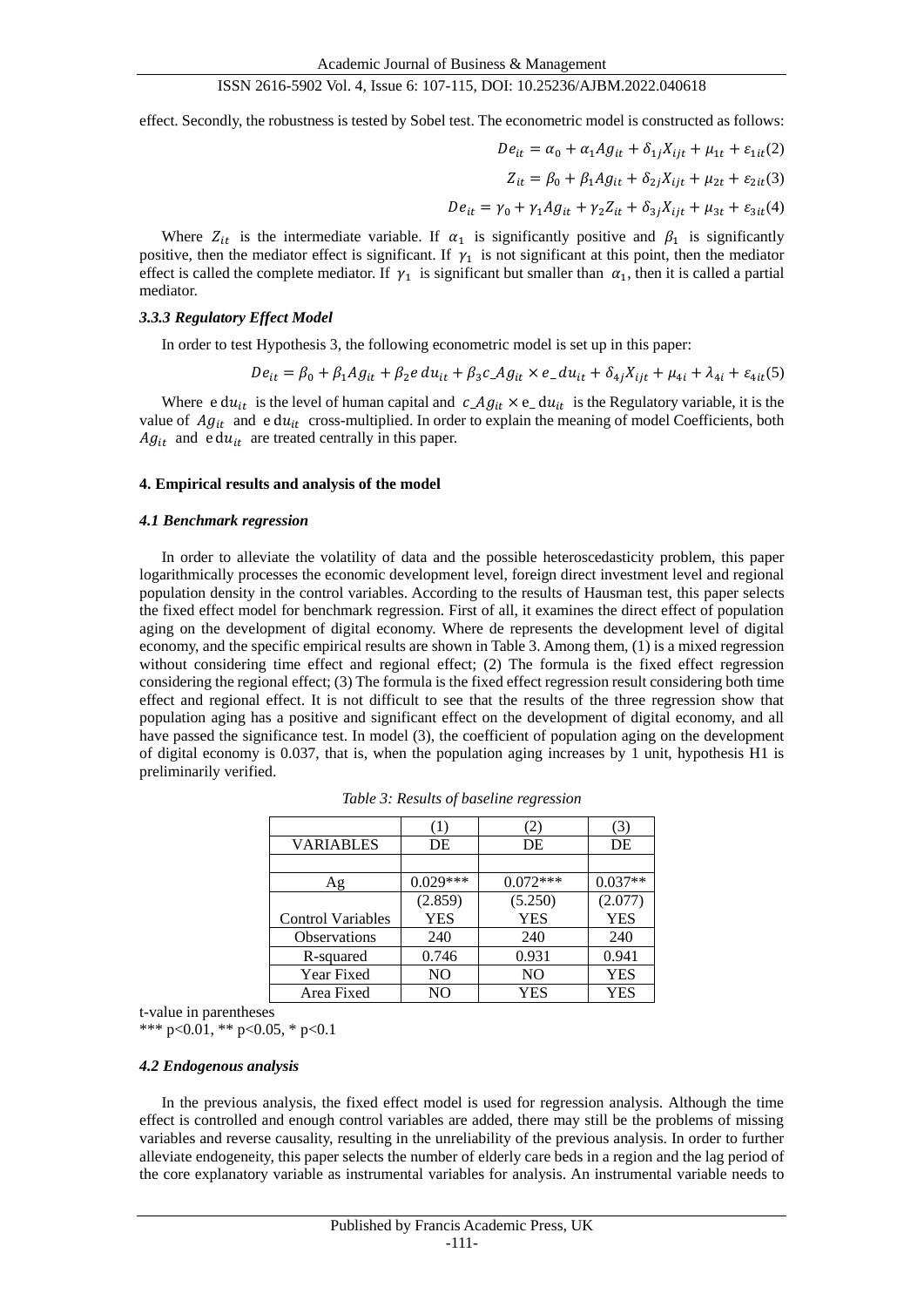effect. Secondly, the robustness is tested by Sobel test. The econometric model is constructed as follows:

$$De_{it} = \alpha_0 + \alpha_1 Ag_{it} + \delta_{1j} X_{ijt} + \mu_{1t} + \varepsilon_{1it} (2)$$

$$Z_{it} = \beta_0 + \beta_1 Ag_{it} + \delta_{2j} X_{ijt} + \mu_{2t} + \varepsilon_{2it} (3)$$

$$De_{it} = \gamma_0 + \gamma_1 Ag_{it} + \gamma_2 Z_{it} + \delta_{3j} X_{ijt} + \mu_{3t} + \varepsilon_{3it} (4)$$

Where $Z_{it}$ is the intermediate variable. If $\alpha_1$ is significantly positive and $\beta_1$ is significantly positive, then the mediator effect is significant. If $\gamma_1$ is not significant at this point, then the mediator effect is called the complete mediator. If $\gamma_1$ is significant but smaller than $\alpha_1$, then it is called a partial mediator.

### *3.3.3 Regulatory Effect Model*

In order to test Hypothesis 3, the following econometric model is set up in this paper:

$$De_{it} = \beta_0 + \beta_1 Ag_{it} + \beta_2 edu_{it} + \beta_3 c\_Ag_{it} \times e\_du_{it} + \delta_{4j} X_{ijt} + \mu_{4i} + \lambda_{4i} + \varepsilon_{4it} (5)$$

Where $edu_{it}$ is the level of human capital and $c\_Ag_{it} \times e\_du_{it}$ is the Regulatory variable, it is the value of $Ag_{it}$ and $edu_{it}$ cross-multiplied. In order to explain the meaning of model Coefficients, both $Ag_{it}$ and $edu_{it}$ are treated centrally in this paper.

## 4. Empirical results and analysis of the model

### *4.1 Benchmark regression*

In order to alleviate the volatility of data and the possible heteroscedasticity problem, this paper logarithmically processes the economic development level, foreign direct investment level and regional population density in the control variables. According to the results of Hausman test, this paper selects the fixed effect model for benchmark regression. First of all, it examines the direct effect of population aging on the development of digital economy. Where de represents the development level of digital economy, and the specific empirical results are shown in Table 3. Among them, (1) is a mixed regression without considering time effect and regional effect; (2) The formula is the fixed effect regression considering the regional effect; (3) The formula is the fixed effect regression result considering both time effect and regional effect. It is not difficult to see that the results of the three regression show that population aging has a positive and significant effect on the development of digital economy, and all have passed the significance test. In model (3), the coefficient of population aging on the development of digital economy is 0.037, that is, when the population aging increases by 1 unit, hypothesis H1 is preliminarily verified.

*Table 3: Results of baseline regression*

| | (1) | (2) | (3) |
|---|---|---|---|
| VARIABLES | DE | DE | DE |
| | | | |
| Ag | 0.029*** | 0.072*** | 0.037** |
| | (2.859) | (5.250) | (2.077) |
| Control Variables | YES | YES | YES |
| Observations | 240 | 240 | 240 |
| R-squared | 0.746 | 0.931 | 0.941 |
| Year Fixed | NO | NO | YES |
| Area Fixed | NO | YES | YES |

t-value in parentheses
*** p<0.01, ** p<0.05, * p<0.1

### *4.2 Endogenous analysis*

In the previous analysis, the fixed effect model is used for regression analysis. Although the time effect is controlled and enough control variables are added, there may still be the problems of missing variables and reverse causality, resulting in the unreliability of the previous analysis. In order to further alleviate endogeneity, this paper selects the number of elderly care beds in a region and the lag period of the core explanatory variable as instrumental variables for analysis. An instrumental variable needs to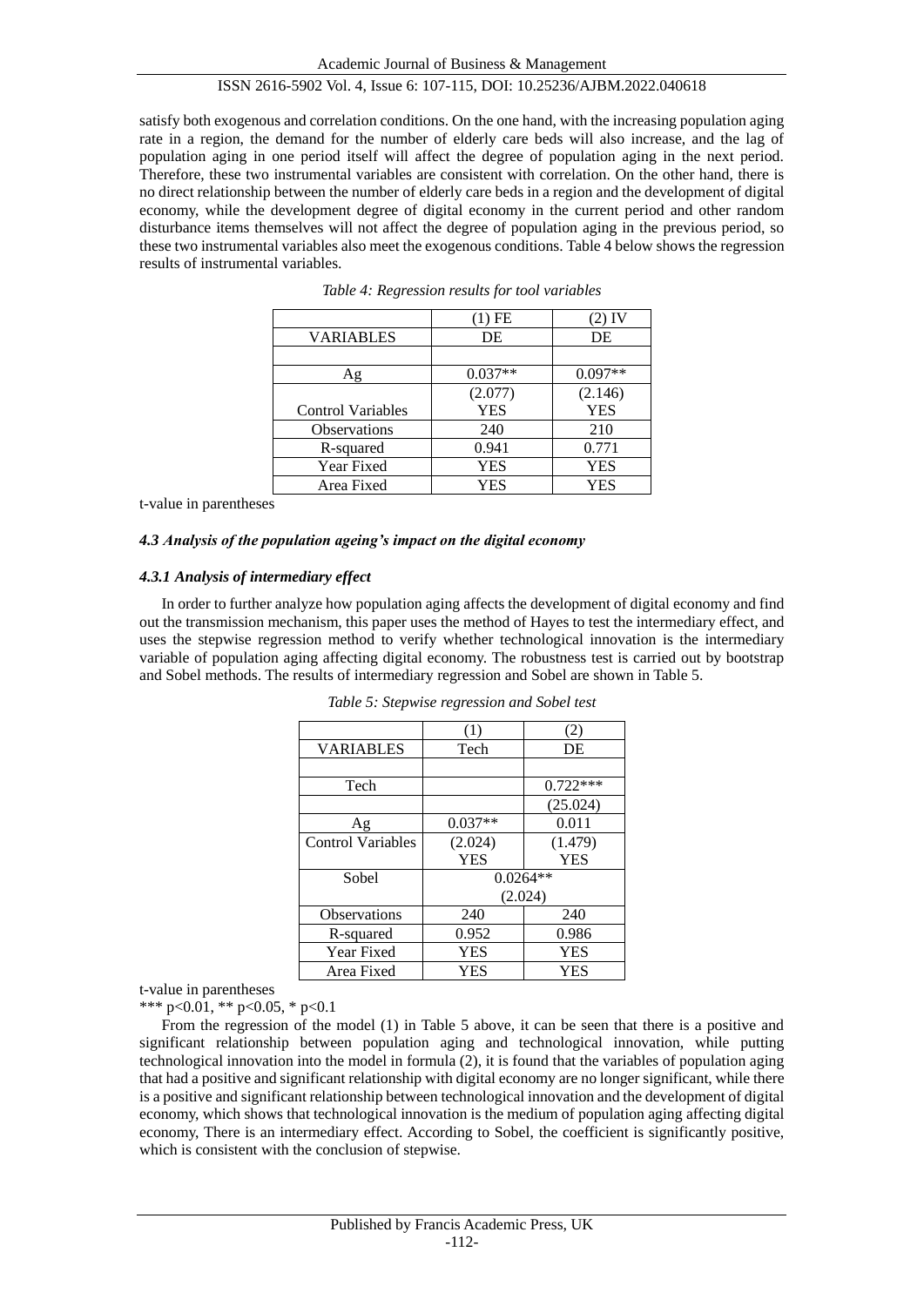satisfy both exogenous and correlation conditions. On the one hand, with the increasing population aging rate in a region, the demand for the number of elderly care beds will also increase, and the lag of population aging in one period itself will affect the degree of population aging in the next period. Therefore, these two instrumental variables are consistent with correlation. On the other hand, there is no direct relationship between the number of elderly care beds in a region and the development of digital economy, while the development degree of digital economy in the current period and other random disturbance items themselves will not affect the degree of population aging in the previous period, so these two instrumental variables also meet the exogenous conditions. Table 4 below shows the regression results of instrumental variables.

*Table 4: Regression results for tool variables*

| | (1) FE | (2) IV |
|---|---|---|
| VARIABLES | DE | DE |
| | | |
| Ag | 0.037** | 0.097** |
| | (2.077) | (2.146) |
| Control Variables | YES | YES |
| Observations | 240 | 210 |
| R-squared | 0.941 | 0.771 |
| Year Fixed | YES | YES |
| Area Fixed | YES | YES |

t-value in parentheses

#### *4.3 Analysis of the population ageing's impact on the digital economy*

##### *4.3.1 Analysis of intermediary effect*

In order to further analyze how population aging affects the development of digital economy and find out the transmission mechanism, this paper uses the method of Hayes to test the intermediary effect, and uses the stepwise regression method to verify whether technological innovation is the intermediary variable of population aging affecting digital economy. The robustness test is carried out by bootstrap and Sobel methods. The results of intermediary regression and Sobel are shown in Table 5.

*Table 5: Stepwise regression and Sobel test*

| | (1) | (2) |
|---|---|---|
| VARIABLES | Tech | DE |
| | | |
| Tech | | 0.722*** |
| | | (25.024) |
| Ag | 0.037** | 0.011 |
| Control Variables | (2.024) | (1.479) |
| | YES | YES |
| Sobel | 0.0264** | |
| | (2.024) | |
| Observations | 240 | 240 |
| R-squared | 0.952 | 0.986 |
| Year Fixed | YES | YES |
| Area Fixed | YES | YES |

t-value in parentheses

*** $p<0.01$, ** $p<0.05$, * $p<0.1$

From the regression of the model (1) in Table 5 above, it can be seen that there is a positive and significant relationship between population aging and technological innovation, while putting technological innovation into the model in formula (2), it is found that the variables of population aging that had a positive and significant relationship with digital economy are no longer significant, while there is a positive and significant relationship between technological innovation and the development of digital economy, which shows that technological innovation is the medium of population aging affecting digital economy, There is an intermediary effect. According to Sobel, the coefficient is significantly positive, which is consistent with the conclusion of stepwise.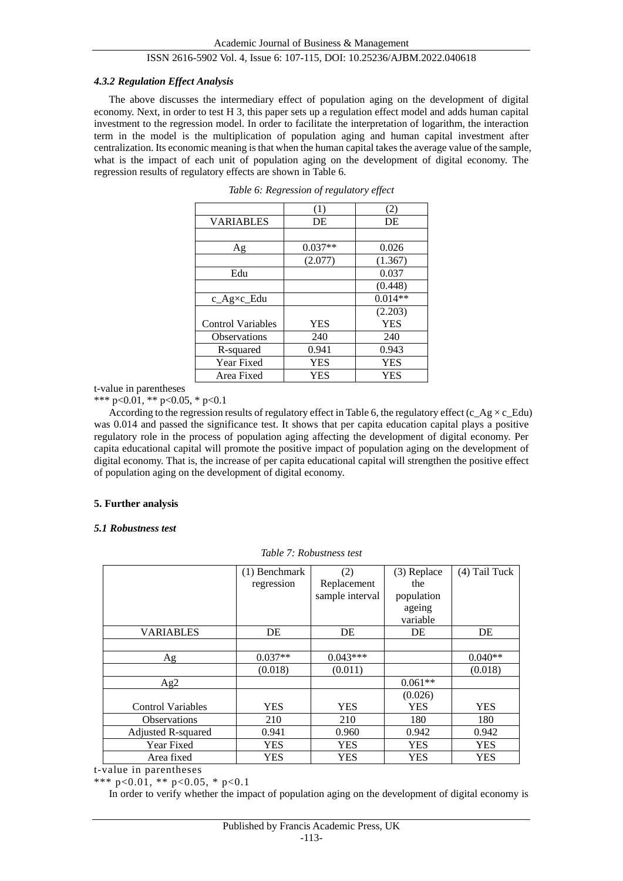#### *4.3.2 Regulation Effect Analysis*

The above discusses the intermediary effect of population aging on the development of digital economy. Next, in order to test H 3, this paper sets up a regulation effect model and adds human capital investment to the regression model. In order to facilitate the interpretation of logarithm, the interaction term in the model is the multiplication of population aging and human capital investment after centralization. Its economic meaning is that when the human capital takes the average value of the sample, what is the impact of each unit of population aging on the development of digital economy. The regression results of regulatory effects are shown in Table 6.

*Table 6: Regression of regulatory effect*

| | (1) | (2) |
|---|---|---|
| VARIABLES | DE | DE |
| | | |
| Ag | 0.037** | 0.026 |
| | (2.077) | (1.367) |
| Edu | | 0.037 |
| | | (0.448) |
| c_Ag×c_Edu | | 0.014** |
| | | (2.203) |
| Control Variables | YES | YES |
| Observations | 240 | 240 |
| R-squared | 0.941 | 0.943 |
| Year Fixed | YES | YES |
| Area Fixed | YES | YES |

t-value in parentheses

*** p<0.01, ** p<0.05, * p<0.1

According to the regression results of regulatory effect in Table 6, the regulatory effect (c_Ag × c_Edu) was 0.014 and passed the significance test. It shows that per capita education capital plays a positive regulatory role in the process of population aging affecting the development of digital economy. Per capita educational capital will promote the positive impact of population ageing on the development of digital economy. That is, the increase of per capita educational capital will strengthen the positive effect of population aging on the development of digital economy.

### 5. Further analysis

#### *5.1 Robustness test*

*Table 7: Robustness test*

| | (1) Benchmark regression | (2) Replacement sample interval | (3) Replace the population ageing variable | (4) Tail Tuck |
|---|---|---|---|---|
| VARIABLES | DE | DE | DE | DE |
| | | | | |
| Ag | 0.037** | 0.043*** | | 0.040** |
| | (0.018) | (0.011) | | (0.018) |
| Ag2 | | | 0.061** | |
| | | | (0.026) | |
| Control Variables | YES | YES | YES | YES |
| Observations | 210 | 210 | 180 | 180 |
| Adjusted R-squared | 0.941 | 0.960 | 0.942 | 0.942 |
| Year Fixed | YES | YES | YES | YES |
| Area fixed | YES | YES | YES | YES |

t-value in parentheses

*** p<0.01, ** p<0.05, * p<0.1

In order to verify whether the impact of population aging on the development of digital economy is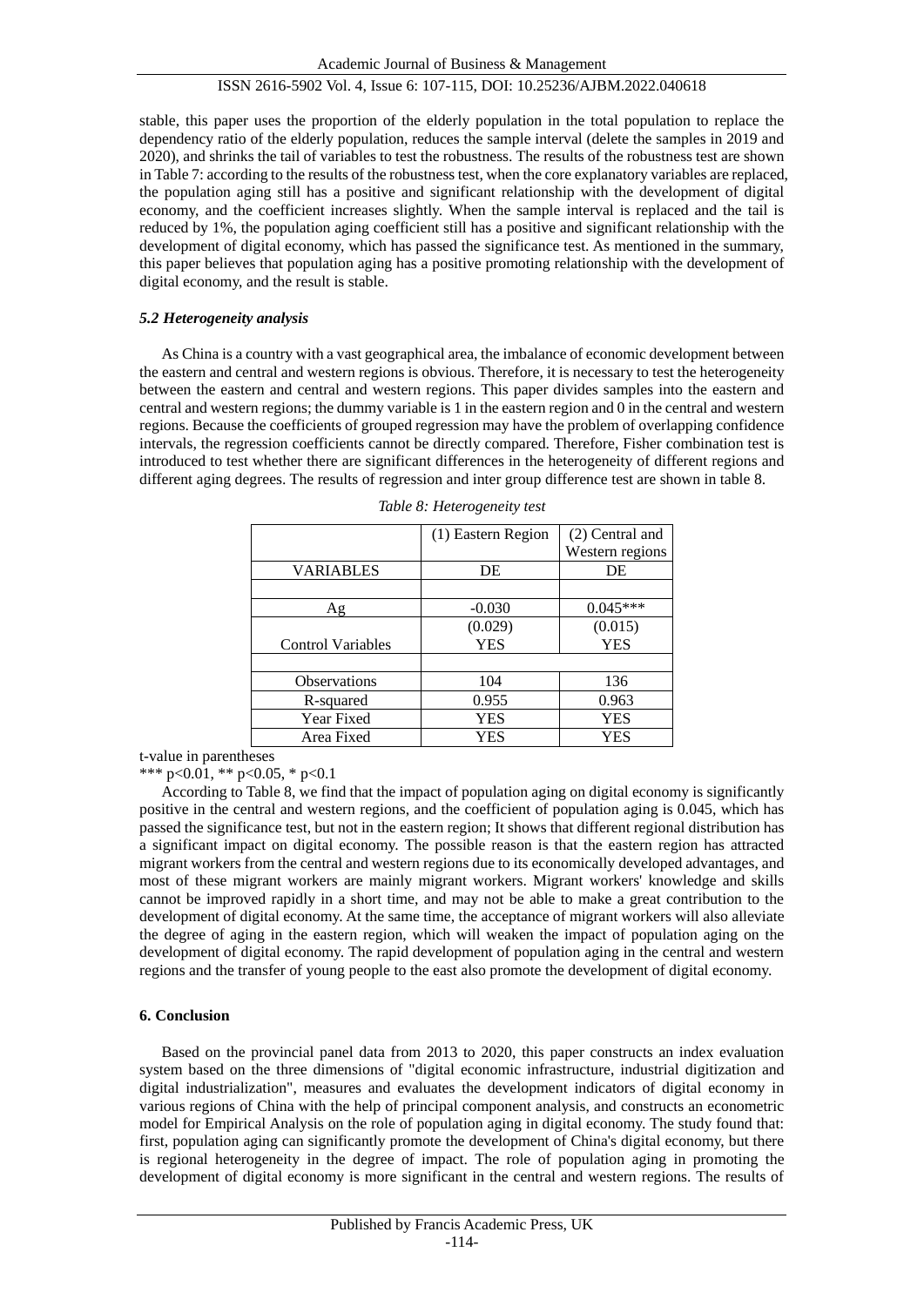stable, this paper uses the proportion of the elderly population in the total population to replace the dependency ratio of the elderly population, reduces the sample interval (delete the samples in 2019 and 2020), and shrinks the tail of variables to test the robustness. The results of the robustness test are shown in Table 7: according to the results of the robustness test, when the core explanatory variables are replaced, the population aging still has a positive and significant relationship with the development of digital economy, and the coefficient increases slightly. When the sample interval is replaced and the tail is reduced by 1%, the population aging coefficient still has a positive and significant relationship with the development of digital economy, which has passed the significance test. As mentioned in the summary, this paper believes that population aging has a positive promoting relationship with the development of digital economy, and the result is stable.

### *5.2 Heterogeneity analysis*

As China is a country with a vast geographical area, the imbalance of economic development between the eastern and central and western regions is obvious. Therefore, it is necessary to test the heterogeneity between the eastern and central and western regions. This paper divides samples into the eastern and central and western regions; the dummy variable is 1 in the eastern region and 0 in the central and western regions. Because the coefficients of grouped regression may have the problem of overlapping confidence intervals, the regression coefficients cannot be directly compared. Therefore, Fisher combination test is introduced to test whether there are significant differences in the heterogeneity of different regions and different aging degrees. The results of regression and inter group difference test are shown in table 8.

*Table 8: Heterogeneity test*

| | (1) Eastern Region | (2) Central and Western regions |
|---|---|---|
| VARIABLES | DE | DE |
| | | |
| Ag | -0.030 | 0.045*** |
| | (0.029) | (0.015) |
| Control Variables | YES | YES |
| | | |
| Observations | 104 | 136 |
| R-squared | 0.955 | 0.963 |
| Year Fixed | YES | YES |
| Area Fixed | YES | YES |

t-value in parentheses

*** $p<0.01$, ** $p<0.05$, * $p<0.1$

According to Table 8, we find that the impact of population aging on digital economy is significantly positive in the central and western regions, and the coefficient of population aging is 0.045, which has passed the significance test, but not in the eastern region; It shows that different regional distribution has a significant impact on digital economy. The possible reason is that the eastern region has attracted migrant workers from the central and western regions due to its economically developed advantages, and most of these migrant workers are mainly migrant workers. Migrant workers' knowledge and skills cannot be improved rapidly in a short time, and may not be able to make a great contribution to the development of digital economy. At the same time, the acceptance of migrant workers will also alleviate the degree of aging in the eastern region, which will weaken the impact of population aging on the development of digital economy. The rapid development of population aging in the central and western regions and the transfer of young people to the east also promote the development of digital economy.

## 6. Conclusion

Based on the provincial panel data from 2013 to 2020, this paper constructs an index evaluation system based on the three dimensions of "digital economic infrastructure, industrial digitization and digital industrialization", measures and evaluates the development indicators of digital economy in various regions of China with the help of principal component analysis, and constructs an econometric model for Empirical Analysis on the role of population aging in digital economy. The study found that: first, population aging can significantly promote the development of China's digital economy, but there is regional heterogeneity in the degree of impact. The role of population aging in promoting the development of digital economy is more significant in the central and western regions. The results of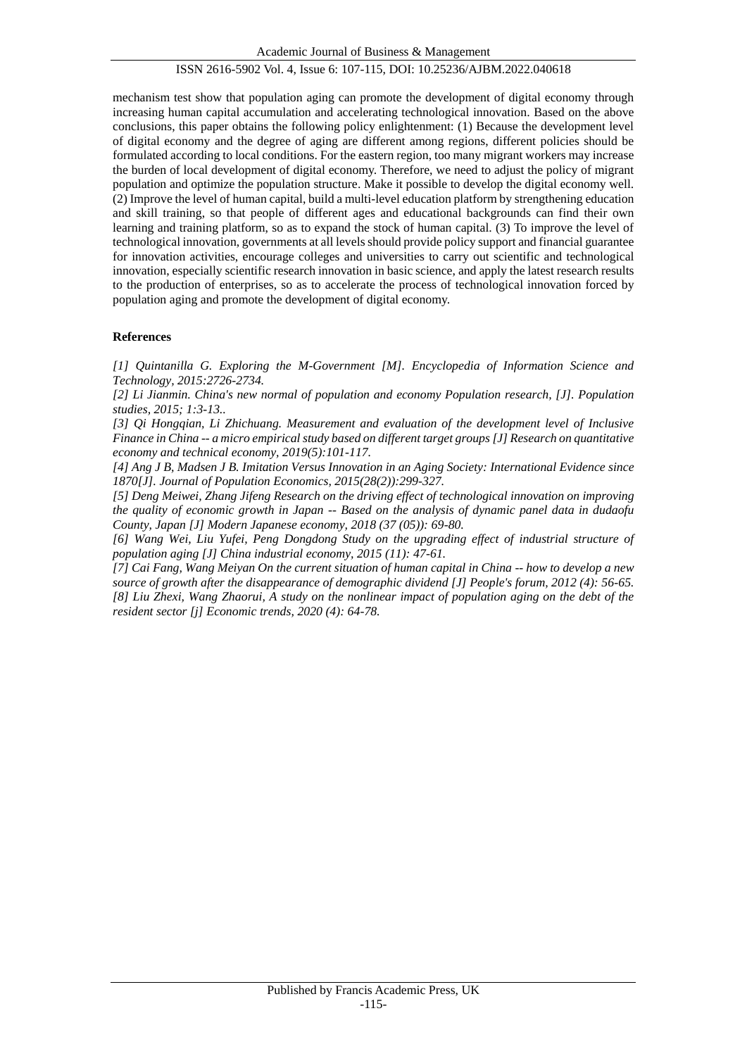mechanism test show that population aging can promote the development of digital economy through increasing human capital accumulation and accelerating technological innovation. Based on the above conclusions, this paper obtains the following policy enlightenment: (1) Because the development level of digital economy and the degree of aging are different among regions, different policies should be formulated according to local conditions. For the eastern region, too many migrant workers may increase the burden of local development of digital economy. Therefore, we need to adjust the policy of migrant population and optimize the population structure. Make it possible to develop the digital economy well. (2) Improve the level of human capital, build a multi-level education platform by strengthening education and skill training, so that people of different ages and educational backgrounds can find their own learning and training platform, so as to expand the stock of human capital. (3) To improve the level of technological innovation, governments at all levels should provide policy support and financial guarantee for innovation activities, encourage colleges and universities to carry out scientific and technological innovation, especially scientific research innovation in basic science, and apply the latest research results to the production of enterprises, so as to accelerate the process of technological innovation forced by population aging and promote the development of digital economy.

## References

*[1] Quintanilla G. Exploring the M-Government [M]. Encyclopedia of Information Science and Technology, 2015:2726-2734.*

*[2] Li Jianmin. China's new normal of population and economy Population research, [J]. Population studies, 2015; 1:3-13..*

*[3] Qi Hongqian, Li Zhichuang. Measurement and evaluation of the development level of Inclusive Finance in China -- a micro empirical study based on different target groups [J] Research on quantitative economy and technical economy, 2019(5):101-117.*

*[4] Ang J B, Madsen J B. Imitation Versus Innovation in an Aging Society: International Evidence since 1870[J]. Journal of Population Economics, 2015(28(2)):299-327.*

*[5] Deng Meiwei, Zhang Jifeng Research on the driving effect of technological innovation on improving the quality of economic growth in Japan -- Based on the analysis of dynamic panel data in dudaofu County, Japan [J] Modern Japanese economy, 2018 (37 (05)): 69-80.*

*[6] Wang Wei, Liu Yufei, Peng Dongdong Study on the upgrading effect of industrial structure of population aging [J] China industrial economy, 2015 (11): 47-61.*

*[7] Cai Fang, Wang Meiyan On the current situation of human capital in China -- how to develop a new source of growth after the disappearance of demographic dividend [J] People's forum, 2012 (4): 56-65.*

*[8] Liu Zhexi, Wang Zhaorui, A study on the nonlinear impact of population aging on the debt of the resident sector [j] Economic trends, 2020 (4): 64-78.*